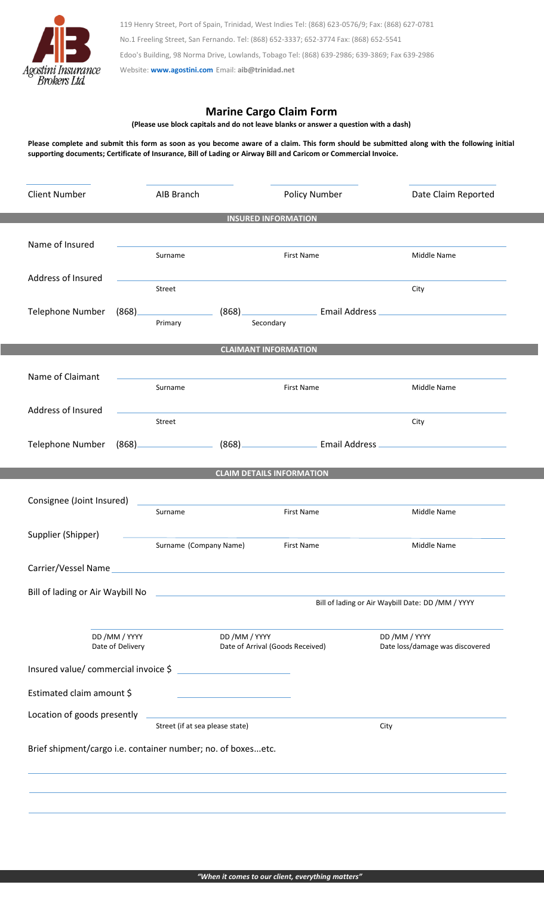119 Henry Street, Port of Spain, Trinidad, West Indies Tel: (868) 623-0576/9; Fax: (868) 627-0781

No.1 Freeling Street, San Fernando. Tel: (868) 652-3337; 652-3774 Fax: (868) 652-5541

Edoo's Building, 98 Norma Drive, Lowlands, Tobago Tel: (868) 639-2986; 639-3869; Fax 639-2986

Website: **www.agostini.com** Email: **aib@trinidad.net**

Agostini Insurance Brokers Ltd.

# Marine Cargo Claim Form

**(Please use block capitals and do not leave blanks or answer a question with a dash)**

**Please complete and submit this form as soon as you become aware of a claim. This form should be submitted along with the following initial supporting documents; Certificate of Insurance, Bill of Lading or Airway Bill and Caricom or Commercial Invoice.**

| Client Number | AIB Branch | Policy Number | Date Claim Reported |
|---|---|---|---|
| | | | |

## INSURED INFORMATION

Name of Insured ______________________

Surname | First Name | Middle Name

Address of Insured ______________________

Street | City

Telephone Number (868)__________ (868)__________ Email Address __________

Primary | Secondary

## CLAIMANT INFORMATION

Name of Claimant ______________________

Surname | First Name | Middle Name

Address of Insured ______________________

Street | City

Telephone Number (868)__________ (868)__________ Email Address __________

## CLAIM DETAILS INFORMATION

Consignee (Joint Insured) ______________________

Surname | First Name | Middle Name

Supplier (Shipper) ______________________

Surname (Company Name) | First Name | Middle Name

Carrier/Vessel Name ______________________

Bill of lading or Air Waybill No ______________________

Bill of lading or Air Waybill Date: DD /MM / YYYY

| DD /MM / YYYY | DD /MM / YYYY | DD /MM / YYYY |
|---|---|---|
| Date of Delivery | Date of Arrival (Goods Received) | Date loss/damage was discovered |

Insured value/ commercial invoice $ __________

Estimated claim amount $ __________

Location of goods presently ______________________

Street (if at sea please state) | City

Brief shipment/cargo i.e. container number; no. of boxes...etc.

______________________

______________________

______________________

*"When it comes to our client, everything matters"*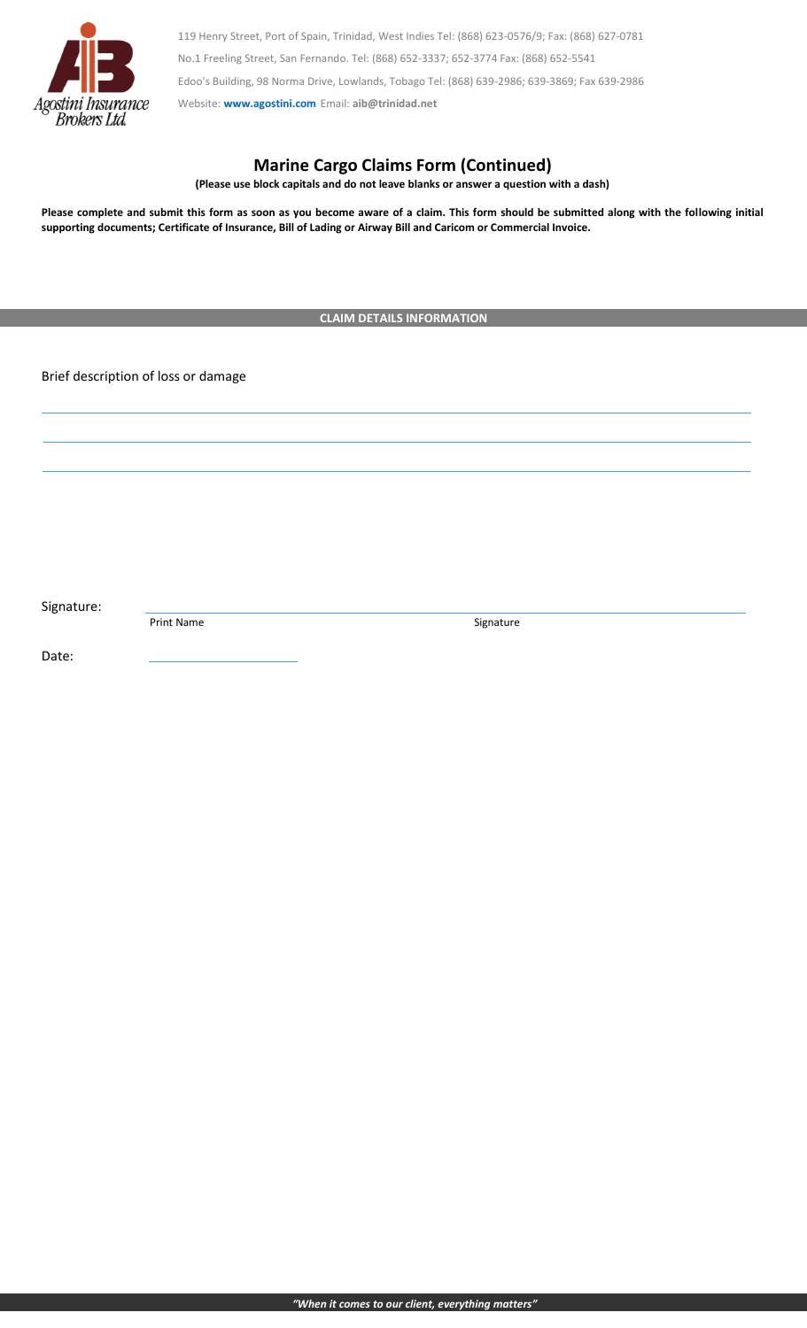119 Henry Street, Port of Spain, Trinidad, West Indies Tel: (868) 623-0576/9; Fax: (868) 627-0781

No.1 Freeling Street, San Fernando. Tel: (868) 652-3337; 652-3774 Fax: (868) 652-5541

Edoo's Building, 98 Norma Drive, Lowlands, Tobago Tel: (868) 639-2986; 639-3869; Fax 639-2986

Website: **www.agostini.com** Email: **aib@trinidad.net**

# Marine Cargo Claims Form (Continued)

**(Please use block capitals and do not leave blanks or answer a question with a dash)**

**Please complete and submit this form as soon as you become aware of a claim. This form should be submitted along with the following initial supporting documents; Certificate of Insurance, Bill of Lading or Airway Bill and Caricom or Commercial Invoice.**

## CLAIM DETAILS INFORMATION

Brief description of loss or damage

______________________________________________

______________________________________________

______________________________________________

Signature: ______________________________________________

Print Name Signature

Date: ____________________

*"When it comes to our client, everything matters"*